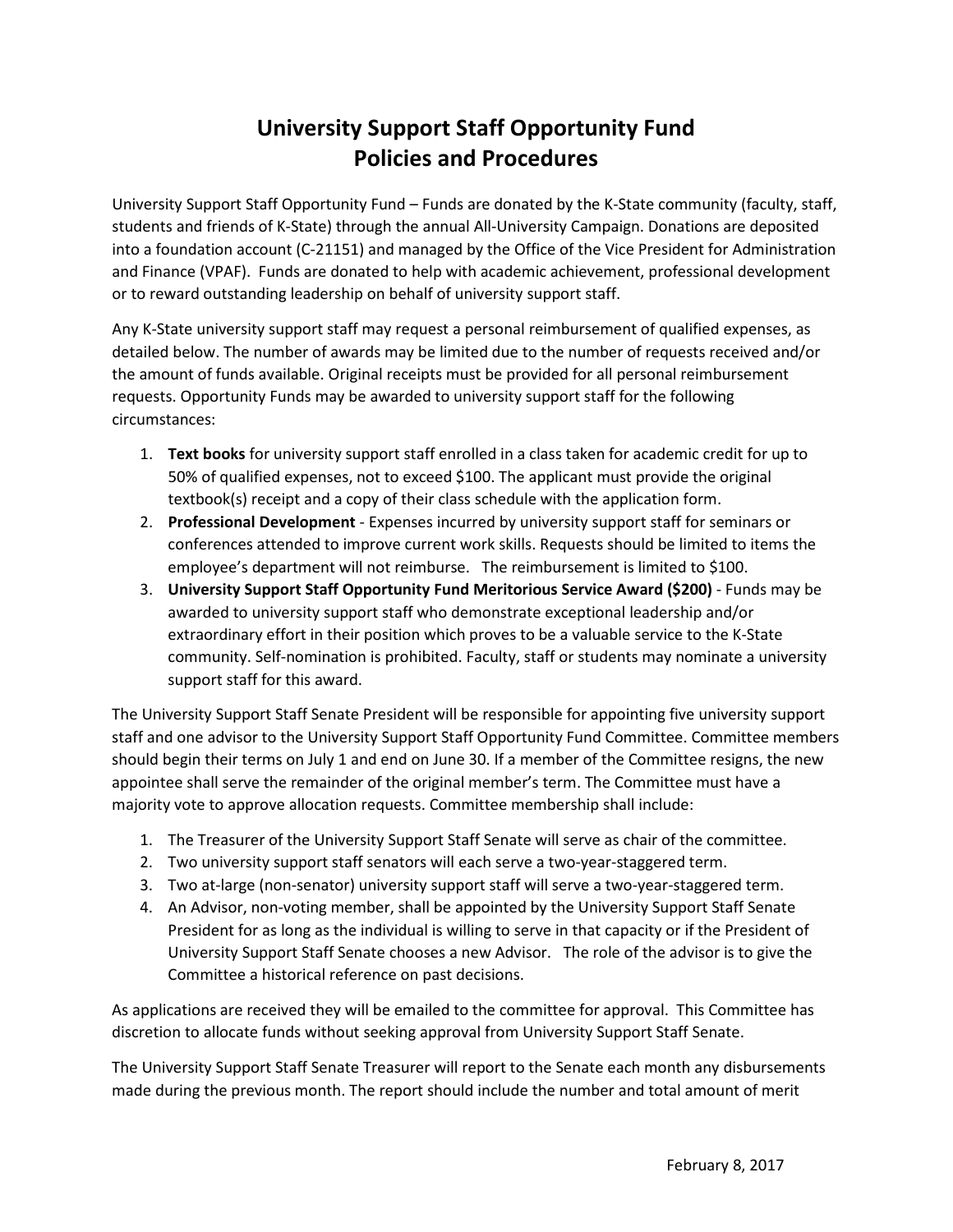# University Support Staff Opportunity Fund Policies and Procedures

University Support Staff Opportunity Fund – Funds are donated by the K-State community (faculty, staff, students and friends of K-State) through the annual All-University Campaign. Donations are deposited into a foundation account (C-21151) and managed by the Office of the Vice President for Administration and Finance (VPAF). Funds are donated to help with academic achievement, professional development or to reward outstanding leadership on behalf of university support staff.

Any K-State university support staff may request a personal reimbursement of qualified expenses, as detailed below. The number of awards may be limited due to the number of requests received and/or the amount of funds available. Original receipts must be provided for all personal reimbursement requests. Opportunity Funds may be awarded to university support staff for the following circumstances:

1. **Text books** for university support staff enrolled in a class taken for academic credit for up to 50% of qualified expenses, not to exceed $100. The applicant must provide the original textbook(s) receipt and a copy of their class schedule with the application form.
2. **Professional Development** - Expenses incurred by university support staff for seminars or conferences attended to improve current work skills. Requests should be limited to items the employee's department will not reimburse. The reimbursement is limited to $100.
3. **University Support Staff Opportunity Fund Meritorious Service Award ($200)** - Funds may be awarded to university support staff who demonstrate exceptional leadership and/or extraordinary effort in their position which proves to be a valuable service to the K-State community. Self-nomination is prohibited. Faculty, staff or students may nominate a university support staff for this award.

The University Support Staff Senate President will be responsible for appointing five university support staff and one advisor to the University Support Staff Opportunity Fund Committee. Committee members should begin their terms on July 1 and end on June 30. If a member of the Committee resigns, the new appointee shall serve the remainder of the original member's term. The Committee must have a majority vote to approve allocation requests. Committee membership shall include:

1. The Treasurer of the University Support Staff Senate will serve as chair of the committee.
2. Two university support staff senators will each serve a two-year-staggered term.
3. Two at-large (non-senator) university support staff will serve a two-year-staggered term.
4. An Advisor, non-voting member, shall be appointed by the University Support Staff Senate President for as long as the individual is willing to serve in that capacity or if the President of University Support Staff Senate chooses a new Advisor. The role of the advisor is to give the Committee a historical reference on past decisions.

As applications are received they will be emailed to the committee for approval. This Committee has discretion to allocate funds without seeking approval from University Support Staff Senate.

The University Support Staff Senate Treasurer will report to the Senate each month any disbursements made during the previous month. The report should include the number and total amount of merit

February 8, 2017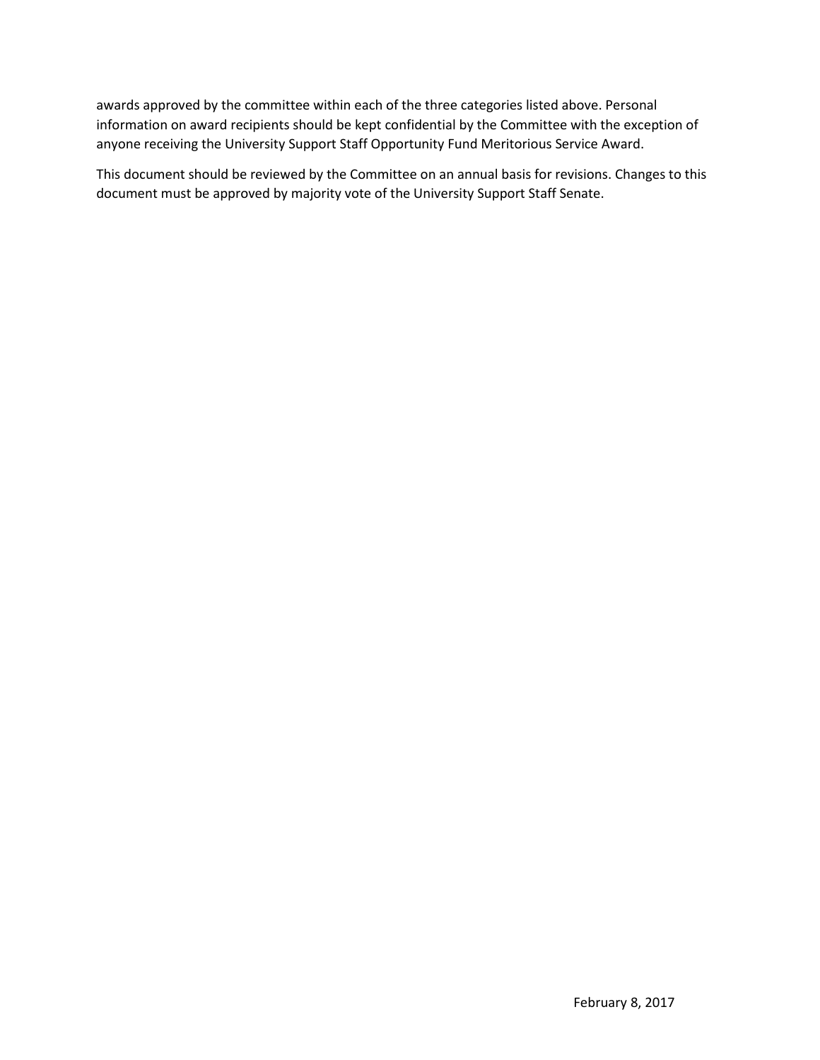awards approved by the committee within each of the three categories listed above. Personal information on award recipients should be kept confidential by the Committee with the exception of anyone receiving the University Support Staff Opportunity Fund Meritorious Service Award.

This document should be reviewed by the Committee on an annual basis for revisions. Changes to this document must be approved by majority vote of the University Support Staff Senate.

February 8, 2017